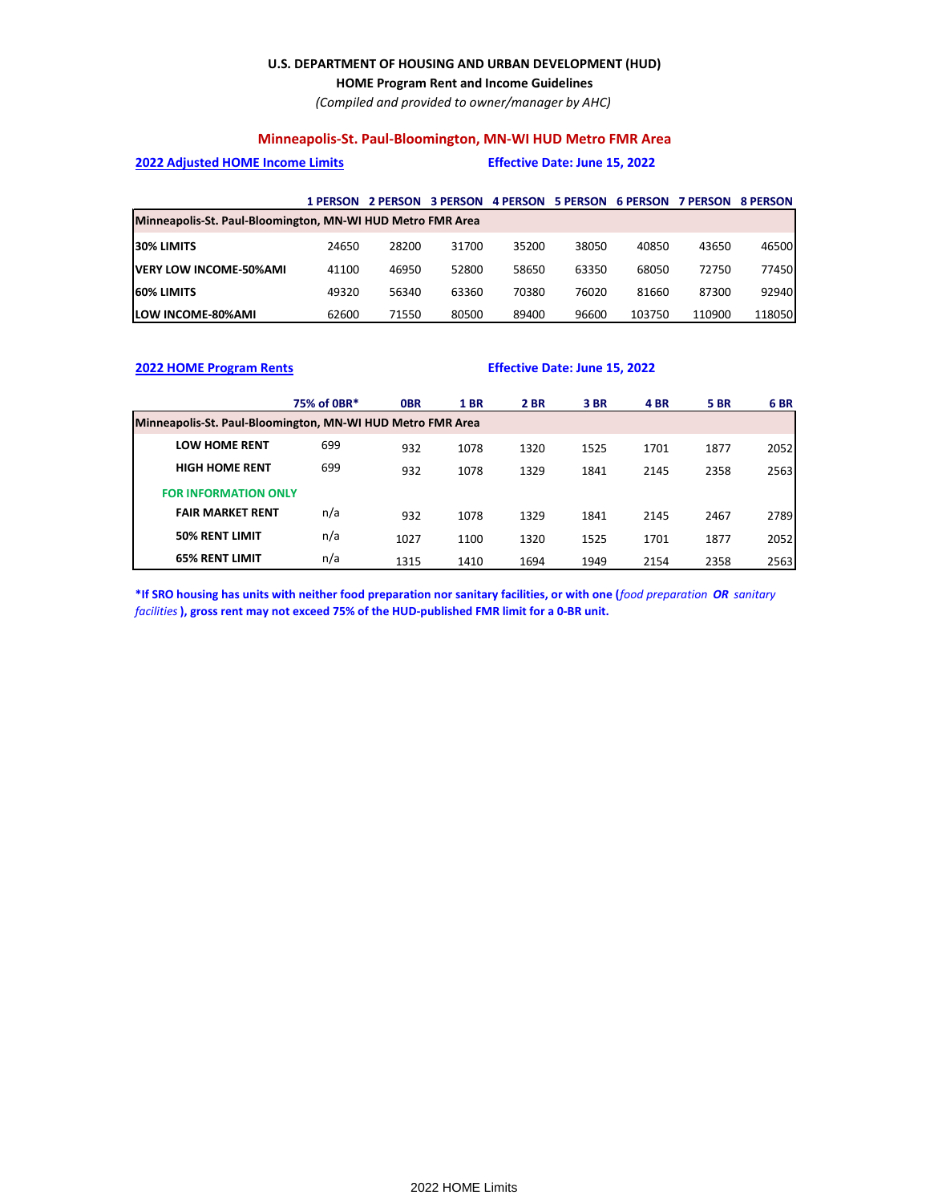**U.S. DEPARTMENT OF HOUSING AND URBAN DEVELOPMENT (HUD)**

**HOME Program Rent and Income Guidelines**

*(Compiled and provided to owner/manager by AHC)*

## Minneapolis-St. Paul-Bloomington, MN-WI HUD Metro FMR Area

**2022 Adjusted HOME Income Limits** — **Effective Date: June 15, 2022**

| | 1 PERSON | 2 PERSON | 3 PERSON | 4 PERSON | 5 PERSON | 6 PERSON | 7 PERSON | 8 PERSON |
|---|---|---|---|---|---|---|---|---|
| **Minneapolis-St. Paul-Bloomington, MN-WI HUD Metro FMR Area** | | | | | | | | |
| **30% LIMITS** | 24650 | 28200 | 31700 | 35200 | 38050 | 40850 | 43650 | 46500 |
| **VERY LOW INCOME-50%AMI** | 41100 | 46950 | 52800 | 58650 | 63350 | 68050 | 72750 | 77450 |
| **60% LIMITS** | 49320 | 56340 | 63360 | 70380 | 76020 | 81660 | 87300 | 92940 |
| **LOW INCOME-80%AMI** | 62600 | 71550 | 80500 | 89400 | 96600 | 103750 | 110900 | 118050 |

**2022 HOME Program Rents** — **Effective Date: June 15, 2022**

| | 75% of 0BR* | 0BR | 1 BR | 2 BR | 3 BR | 4 BR | 5 BR | 6 BR |
|---|---|---|---|---|---|---|---|---|
| **Minneapolis-St. Paul-Bloomington, MN-WI HUD Metro FMR Area** | | | | | | | | |
| **LOW HOME RENT** | 699 | 932 | 1078 | 1320 | 1525 | 1701 | 1877 | 2052 |
| **HIGH HOME RENT** | 699 | 932 | 1078 | 1329 | 1841 | 2145 | 2358 | 2563 |
| **FOR INFORMATION ONLY** | | | | | | | | |
| **FAIR MARKET RENT** | n/a | 932 | 1078 | 1329 | 1841 | 2145 | 2467 | 2789 |
| **50% RENT LIMIT** | n/a | 1027 | 1100 | 1320 | 1525 | 1701 | 1877 | 2052 |
| **65% RENT LIMIT** | n/a | 1315 | 1410 | 1694 | 1949 | 2154 | 2358 | 2563 |

**\*If SRO housing has units with neither food preparation nor sanitary facilities, or with one (*food preparation* ***OR*** *sanitary facilities*), gross rent may not exceed 75% of the HUD-published FMR limit for a 0-BR unit.**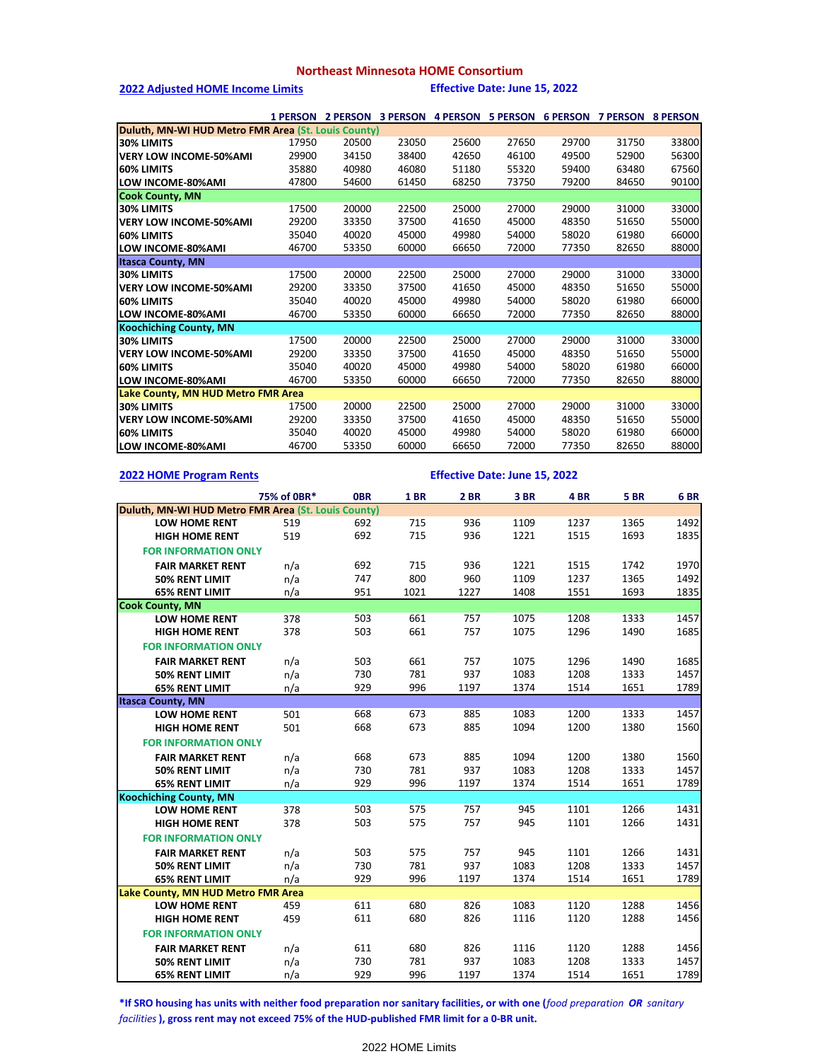# Northeast Minnesota HOME Consortium

## 2022 Adjusted HOME Income Limits

**Effective Date: June 15, 2022**

| | 1 PERSON | 2 PERSON | 3 PERSON | 4 PERSON | 5 PERSON | 6 PERSON | 7 PERSON | 8 PERSON |
|---|---|---|---|---|---|---|---|---|
| **Duluth, MN-WI HUD Metro FMR Area (St. Louis County)** | | | | | | | | |
| **30% LIMITS** | 17950 | 20500 | 23050 | 25600 | 27650 | 29700 | 31750 | 33800 |
| **VERY LOW INCOME-50%AMI** | 29900 | 34150 | 38400 | 42650 | 46100 | 49500 | 52900 | 56300 |
| **60% LIMITS** | 35880 | 40980 | 46080 | 51180 | 55320 | 59400 | 63480 | 67560 |
| **LOW INCOME-80%AMI** | 47800 | 54600 | 61450 | 68250 | 73750 | 79200 | 84650 | 90100 |
| **Cook County, MN** | | | | | | | | |
| **30% LIMITS** | 17500 | 20000 | 22500 | 25000 | 27000 | 29000 | 31000 | 33000 |
| **VERY LOW INCOME-50%AMI** | 29200 | 33350 | 37500 | 41650 | 45000 | 48350 | 51650 | 55000 |
| **60% LIMITS** | 35040 | 40020 | 45000 | 49980 | 54000 | 58020 | 61980 | 66000 |
| **LOW INCOME-80%AMI** | 46700 | 53350 | 60000 | 66650 | 72000 | 77350 | 82650 | 88000 |
| **Itasca County, MN** | | | | | | | | |
| **30% LIMITS** | 17500 | 20000 | 22500 | 25000 | 27000 | 29000 | 31000 | 33000 |
| **VERY LOW INCOME-50%AMI** | 29200 | 33350 | 37500 | 41650 | 45000 | 48350 | 51650 | 55000 |
| **60% LIMITS** | 35040 | 40020 | 45000 | 49980 | 54000 | 58020 | 61980 | 66000 |
| **LOW INCOME-80%AMI** | 46700 | 53350 | 60000 | 66650 | 72000 | 77350 | 82650 | 88000 |
| **Koochiching County, MN** | | | | | | | | |
| **30% LIMITS** | 17500 | 20000 | 22500 | 25000 | 27000 | 29000 | 31000 | 33000 |
| **VERY LOW INCOME-50%AMI** | 29200 | 33350 | 37500 | 41650 | 45000 | 48350 | 51650 | 55000 |
| **60% LIMITS** | 35040 | 40020 | 45000 | 49980 | 54000 | 58020 | 61980 | 66000 |
| **LOW INCOME-80%AMI** | 46700 | 53350 | 60000 | 66650 | 72000 | 77350 | 82650 | 88000 |
| **Lake County, MN HUD Metro FMR Area** | | | | | | | | |
| **30% LIMITS** | 17500 | 20000 | 22500 | 25000 | 27000 | 29000 | 31000 | 33000 |
| **VERY LOW INCOME-50%AMI** | 29200 | 33350 | 37500 | 41650 | 45000 | 48350 | 51650 | 55000 |
| **60% LIMITS** | 35040 | 40020 | 45000 | 49980 | 54000 | 58020 | 61980 | 66000 |
| **LOW INCOME-80%AMI** | 46700 | 53350 | 60000 | 66650 | 72000 | 77350 | 82650 | 88000 |

## 2022 HOME Program Rents

**Effective Date: June 15, 2022**

| | 75% of 0BR* | 0BR | 1 BR | 2 BR | 3 BR | 4 BR | 5 BR | 6 BR |
|---|---|---|---|---|---|---|---|---|
| **Duluth, MN-WI HUD Metro FMR Area (St. Louis County)** | | | | | | | | |
| **LOW HOME RENT** | 519 | 692 | 715 | 936 | 1109 | 1237 | 1365 | 1492 |
| **HIGH HOME RENT** | 519 | 692 | 715 | 936 | 1221 | 1515 | 1693 | 1835 |
| **FOR INFORMATION ONLY** | | | | | | | | |
| **FAIR MARKET RENT** | n/a | 692 | 715 | 936 | 1221 | 1515 | 1742 | 1970 |
| **50% RENT LIMIT** | n/a | 747 | 800 | 960 | 1109 | 1237 | 1365 | 1492 |
| **65% RENT LIMIT** | n/a | 951 | 1021 | 1227 | 1408 | 1551 | 1693 | 1835 |
| **Cook County, MN** | | | | | | | | |
| **LOW HOME RENT** | 378 | 503 | 661 | 757 | 1075 | 1208 | 1333 | 1457 |
| **HIGH HOME RENT** | 378 | 503 | 661 | 757 | 1075 | 1296 | 1490 | 1685 |
| **FOR INFORMATION ONLY** | | | | | | | | |
| **FAIR MARKET RENT** | n/a | 503 | 661 | 757 | 1075 | 1296 | 1490 | 1685 |
| **50% RENT LIMIT** | n/a | 730 | 781 | 937 | 1083 | 1208 | 1333 | 1457 |
| **65% RENT LIMIT** | n/a | 929 | 996 | 1197 | 1374 | 1514 | 1651 | 1789 |
| **Itasca County, MN** | | | | | | | | |
| **LOW HOME RENT** | 501 | 668 | 673 | 885 | 1083 | 1200 | 1333 | 1457 |
| **HIGH HOME RENT** | 501 | 668 | 673 | 885 | 1094 | 1200 | 1380 | 1560 |
| **FOR INFORMATION ONLY** | | | | | | | | |
| **FAIR MARKET RENT** | n/a | 668 | 673 | 885 | 1094 | 1200 | 1380 | 1560 |
| **50% RENT LIMIT** | n/a | 730 | 781 | 937 | 1083 | 1208 | 1333 | 1457 |
| **65% RENT LIMIT** | n/a | 929 | 996 | 1197 | 1374 | 1514 | 1651 | 1789 |
| **Koochiching County, MN** | | | | | | | | |
| **LOW HOME RENT** | 378 | 503 | 575 | 757 | 945 | 1101 | 1266 | 1431 |
| **HIGH HOME RENT** | 378 | 503 | 575 | 757 | 945 | 1101 | 1266 | 1431 |
| **FOR INFORMATION ONLY** | | | | | | | | |
| **FAIR MARKET RENT** | n/a | 503 | 575 | 757 | 945 | 1101 | 1266 | 1431 |
| **50% RENT LIMIT** | n/a | 730 | 781 | 937 | 1083 | 1208 | 1333 | 1457 |
| **65% RENT LIMIT** | n/a | 929 | 996 | 1197 | 1374 | 1514 | 1651 | 1789 |
| **Lake County, MN HUD Metro FMR Area** | | | | | | | | |
| **LOW HOME RENT** | 459 | 611 | 680 | 826 | 1083 | 1120 | 1288 | 1456 |
| **HIGH HOME RENT** | 459 | 611 | 680 | 826 | 1116 | 1120 | 1288 | 1456 |
| **FOR INFORMATION ONLY** | | | | | | | | |
| **FAIR MARKET RENT** | n/a | 611 | 680 | 826 | 1116 | 1120 | 1288 | 1456 |
| **50% RENT LIMIT** | n/a | 730 | 781 | 937 | 1083 | 1208 | 1333 | 1457 |
| **65% RENT LIMIT** | n/a | 929 | 996 | 1197 | 1374 | 1514 | 1651 | 1789 |

**\*If SRO housing has units with neither food preparation nor sanitary facilities, or with one (*food preparation* OR *sanitary facilities*), gross rent may not exceed 75% of the HUD-published FMR limit for a 0-BR unit.**